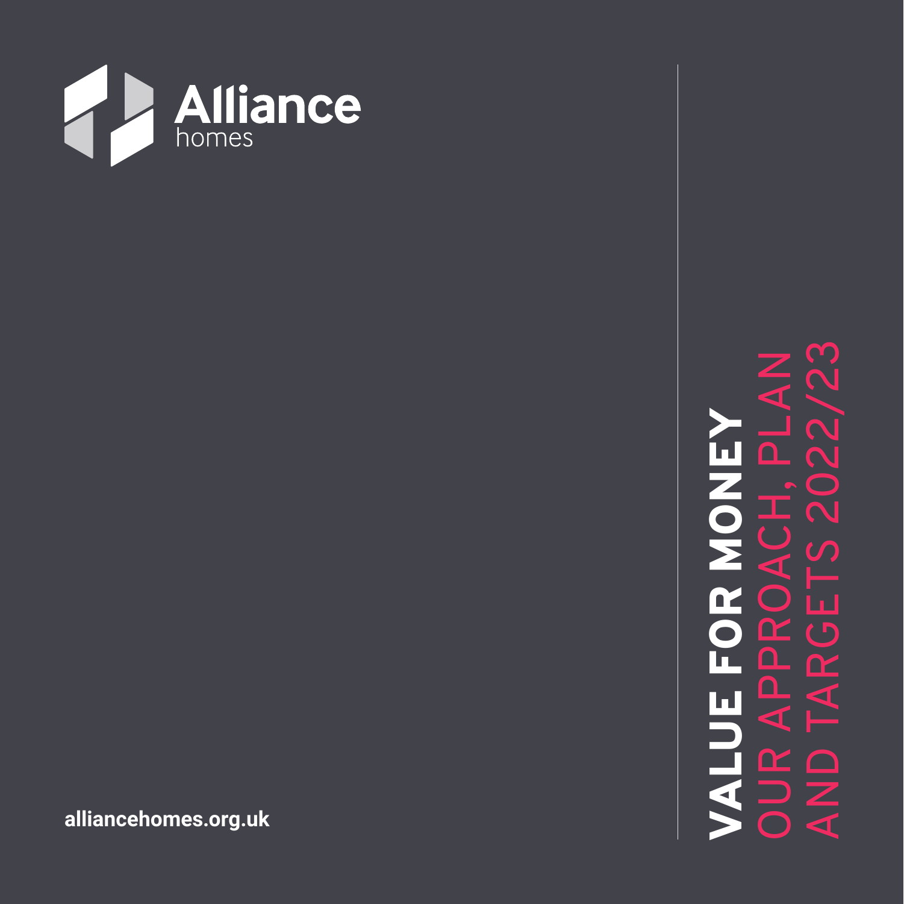Alliance homes

# VALUE FOR MONEY

## OUR APPROACH, PLAN AND TARGETS 2022/23

alliancehomes.org.uk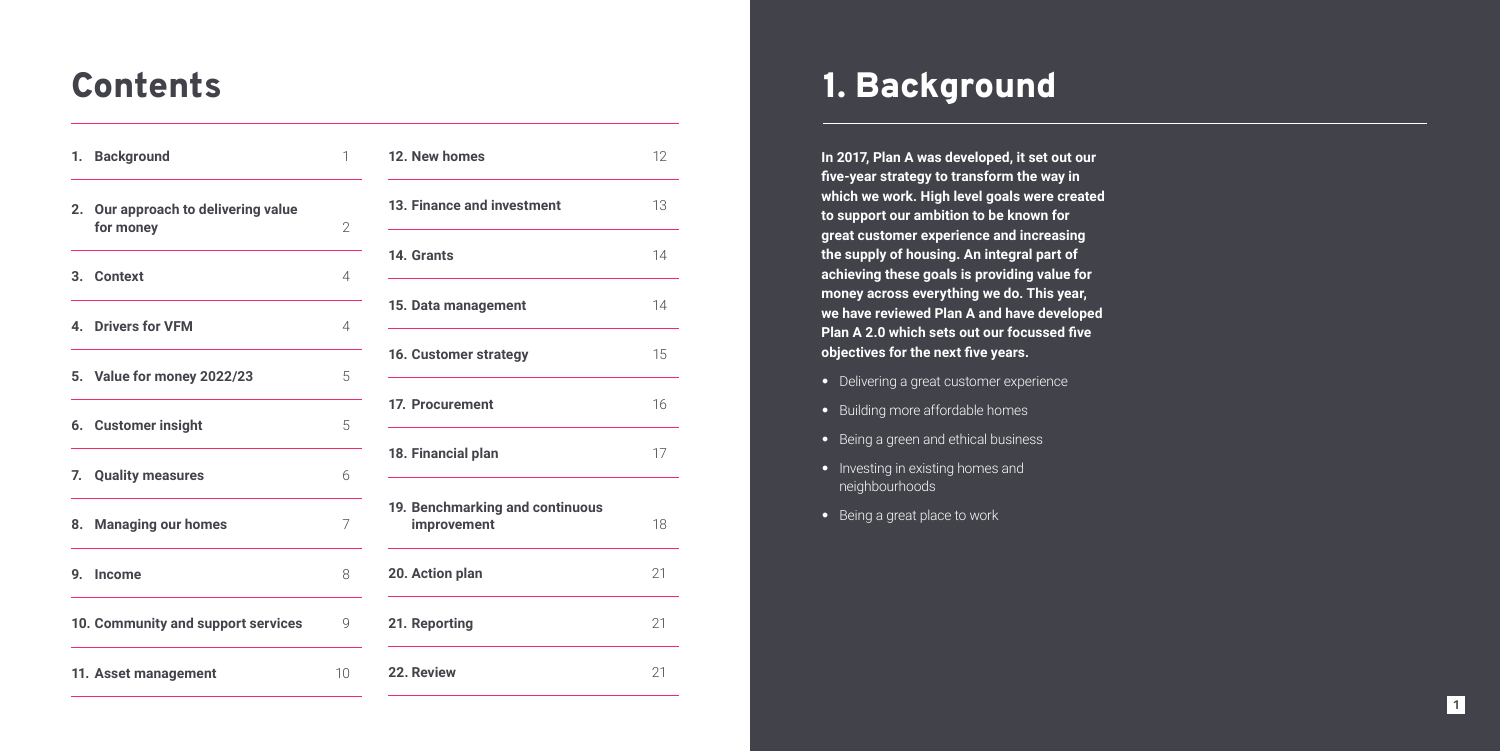# Contents

| | |
|---|---|
| 1. Background | 1 |
| 2. Our approach to delivering value for money | 2 |
| 3. Context | 4 |
| 4. Drivers for VFM | 4 |
| 5. Value for money 2022/23 | 5 |
| 6. Customer insight | 5 |
| 7. Quality measures | 6 |
| 8. Managing our homes | 7 |
| 9. Income | 8 |
| 10. Community and support services | 9 |
| 11. Asset management | 10 |
| 12. New homes | 12 |
| 13. Finance and investment | 13 |
| 14. Grants | 14 |
| 15. Data management | 14 |
| 16. Customer strategy | 15 |
| 17. Procurement | 16 |
| 18. Financial plan | 17 |
| 19. Benchmarking and continuous improvement | 18 |
| 20. Action plan | 21 |
| 21. Reporting | 21 |
| 22. Review | 21 |

# 1. Background

**In 2017, Plan A was developed, it set out our five-year strategy to transform the way in which we work. High level goals were created to support our ambition to be known for great customer experience and increasing the supply of housing. An integral part of achieving these goals is providing value for money across everything we do. This year, we have reviewed Plan A and have developed Plan A 2.0 which sets out our focussed five objectives for the next five years.**

- Delivering a great customer experience
- Building more affordable homes
- Being a green and ethical business
- Investing in existing homes and neighbourhoods
- Being a great place to work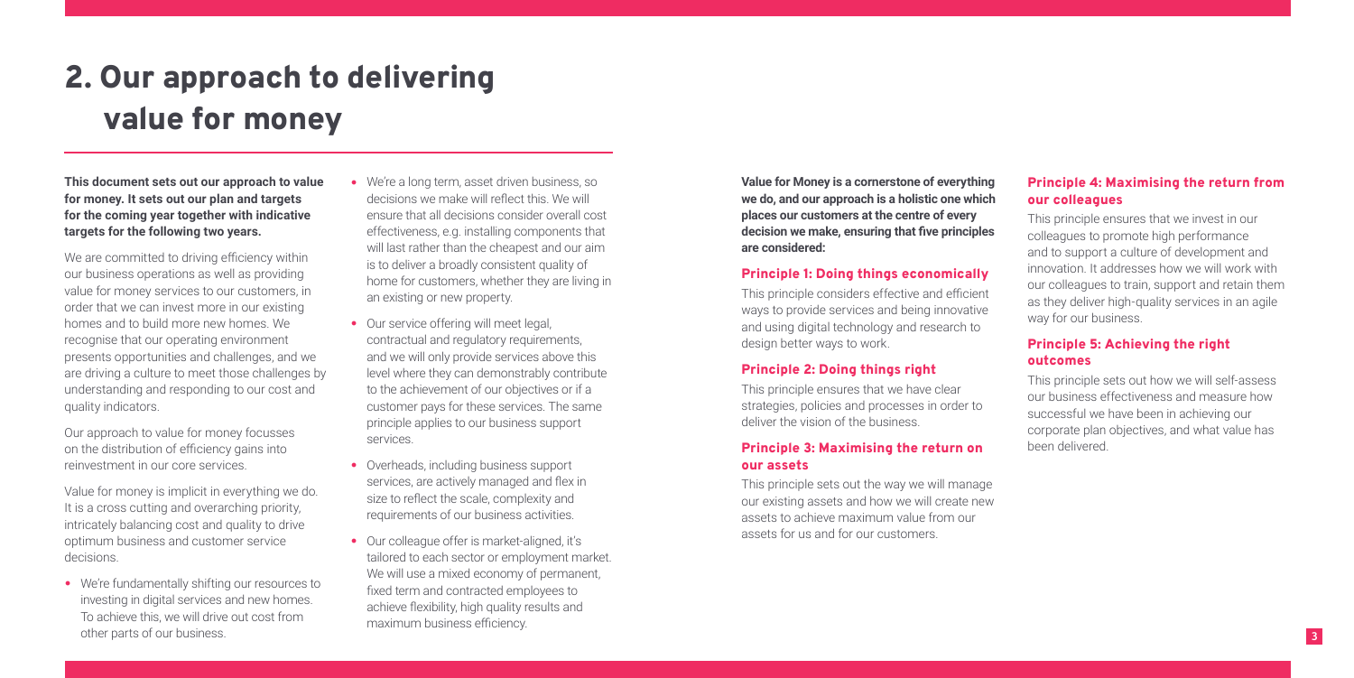# 2. Our approach to delivering value for money

**This document sets out our approach to value for money. It sets out our plan and targets for the coming year together with indicative targets for the following two years.**

We are committed to driving efficiency within our business operations as well as providing value for money services to our customers, in order that we can invest more in our existing homes and to build more new homes. We recognise that our operating environment presents opportunities and challenges, and we are driving a culture to meet those challenges by understanding and responding to our cost and quality indicators.

Our approach to value for money focusses on the distribution of efficiency gains into reinvestment in our core services.

Value for money is implicit in everything we do. It is a cross cutting and overarching priority, intricately balancing cost and quality to drive optimum business and customer service decisions.

- We're fundamentally shifting our resources to investing in digital services and new homes. To achieve this, we will drive out cost from other parts of our business.
- We're a long term, asset driven business, so decisions we make will reflect this. We will ensure that all decisions consider overall cost effectiveness, e.g. installing components that will last rather than the cheapest and our aim is to deliver a broadly consistent quality of home for customers, whether they are living in an existing or new property.
- Our service offering will meet legal, contractual and regulatory requirements, and we will only provide services above this level where they can demonstrably contribute to the achievement of our objectives or if a customer pays for these services. The same principle applies to our business support services.
- Overheads, including business support services, are actively managed and flex in size to reflect the scale, complexity and requirements of our business activities.
- Our colleague offer is market-aligned, it's tailored to each sector or employment market. We will use a mixed economy of permanent, fixed term and contracted employees to achieve flexibility, high quality results and maximum business efficiency.

**Value for Money is a cornerstone of everything we do, and our approach is a holistic one which places our customers at the centre of every decision we make, ensuring that five principles are considered:**

### Principle 1: Doing things economically

This principle considers effective and efficient ways to provide services and being innovative and using digital technology and research to design better ways to work.

### Principle 2: Doing things right

This principle ensures that we have clear strategies, policies and processes in order to deliver the vision of the business.

### Principle 3: Maximising the return on our assets

This principle sets out the way we will manage our existing assets and how we will create new assets to achieve maximum value from our assets for us and for our customers.

### Principle 4: Maximising the return from our colleagues

This principle ensures that we invest in our colleagues to promote high performance and to support a culture of development and innovation. It addresses how we will work with our colleagues to train, support and retain them as they deliver high-quality services in an agile way for our business.

### Principle 5: Achieving the right outcomes

This principle sets out how we will self-assess our business effectiveness and measure how successful we have been in achieving our corporate plan objectives, and what value has been delivered.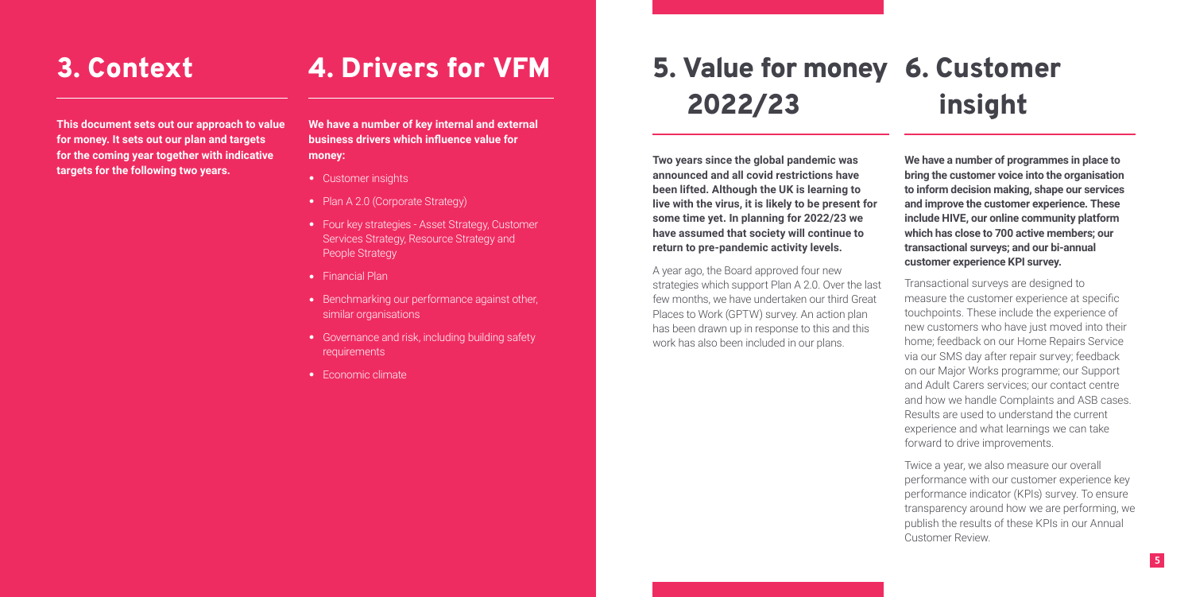# 3. Context

**This document sets out our approach to value for money. It sets out our plan and targets for the coming year together with indicative targets for the following two years.**

# 4. Drivers for VFM

**We have a number of key internal and external business drivers which influence value for money:**

- Customer insights
- Plan A 2.0 (Corporate Strategy)
- Four key strategies - Asset Strategy, Customer Services Strategy, Resource Strategy and People Strategy
- Financial Plan
- Benchmarking our performance against other, similar organisations
- Governance and risk, including building safety requirements
- Economic climate

# 5. Value for money 2022/23

**Two years since the global pandemic was announced and all covid restrictions have been lifted. Although the UK is learning to live with the virus, it is likely to be present for some time yet. In planning for 2022/23 we have assumed that society will continue to return to pre-pandemic activity levels.**

A year ago, the Board approved four new strategies which support Plan A 2.0. Over the last few months, we have undertaken our third Great Places to Work (GPTW) survey. An action plan has been drawn up in response to this and this work has also been included in our plans.

# 6. Customer insight

**We have a number of programmes in place to bring the customer voice into the organisation to inform decision making, shape our services and improve the customer experience. These include HIVE, our online community platform which has close to 700 active members; our transactional surveys; and our bi-annual customer experience KPI survey.**

Transactional surveys are designed to measure the customer experience at specific touchpoints. These include the experience of new customers who have just moved into their home; feedback on our Home Repairs Service via our SMS day after repair survey; feedback on our Major Works programme; our Support and Adult Carers services; our contact centre and how we handle Complaints and ASB cases. Results are used to understand the current experience and what learnings we can take forward to drive improvements.

Twice a year, we also measure our overall performance with our customer experience key performance indicator (KPIs) survey. To ensure transparency around how we are performing, we publish the results of these KPIs in our Annual Customer Review.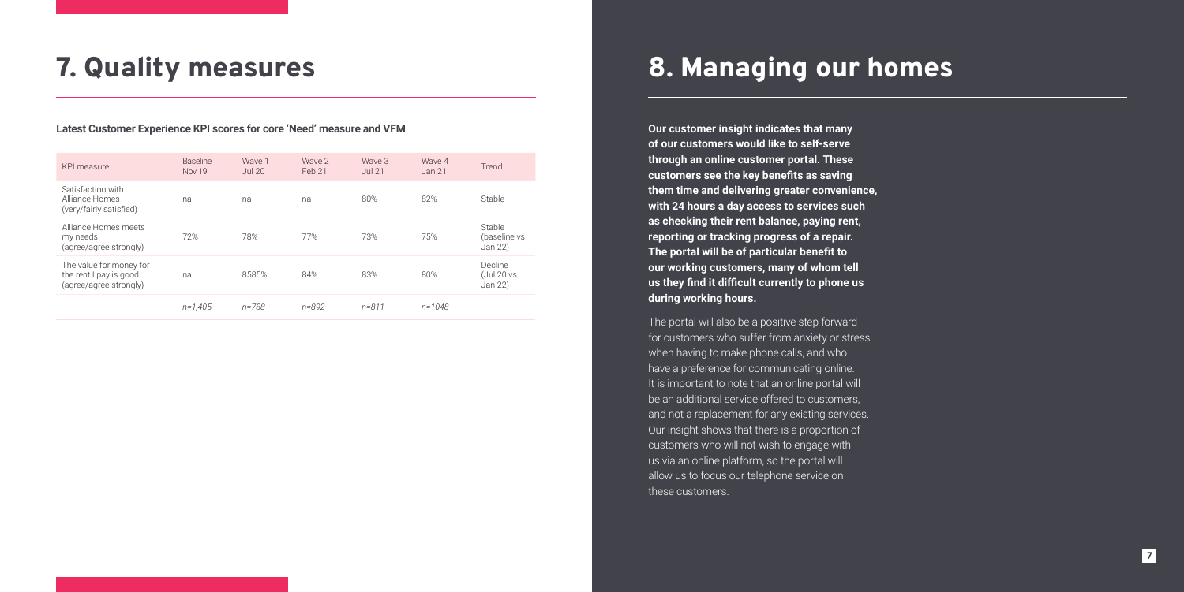# 7. Quality measures

**Latest Customer Experience KPI scores for core 'Need' measure and VFM**

| KPI measure | Baseline Nov 19 | Wave 1 Jul 20 | Wave 2 Feb 21 | Wave 3 Jul 21 | Wave 4 Jan 21 | Trend |
|---|---|---|---|---|---|---|
| Satisfaction with Alliance Homes (very/fairly satisfied) | na | na | na | 80% | 82% | Stable |
| Alliance Homes meets my needs (agree/agree strongly) | 72% | 78% | 77% | 73% | 75% | Stable (baseline vs Jan 22) |
| The value for money for the rent I pay is good (agree/agree strongly) | na | 8585% | 84% | 83% | 80% | Decline (Jul 20 vs Jan 22) |
| | *n=1,405* | *n=788* | *n=892* | *n=811* | *n=1048* | |

# 8. Managing our homes

**Our customer insight indicates that many of our customers would like to self-serve through an online customer portal. These customers see the key benefits as saving them time and delivering greater convenience, with 24 hours a day access to services such as checking their rent balance, paying rent, reporting or tracking progress of a repair. The portal will be of particular benefit to our working customers, many of whom tell us they find it difficult currently to phone us during working hours.**

The portal will also be a positive step forward for customers who suffer from anxiety or stress when having to make phone calls, and who have a preference for communicating online. It is important to note that an online portal will be an additional service offered to customers, and not a replacement for any existing services. Our insight shows that there is a proportion of customers who will not wish to engage with us via an online platform, so the portal will allow us to focus our telephone service on these customers.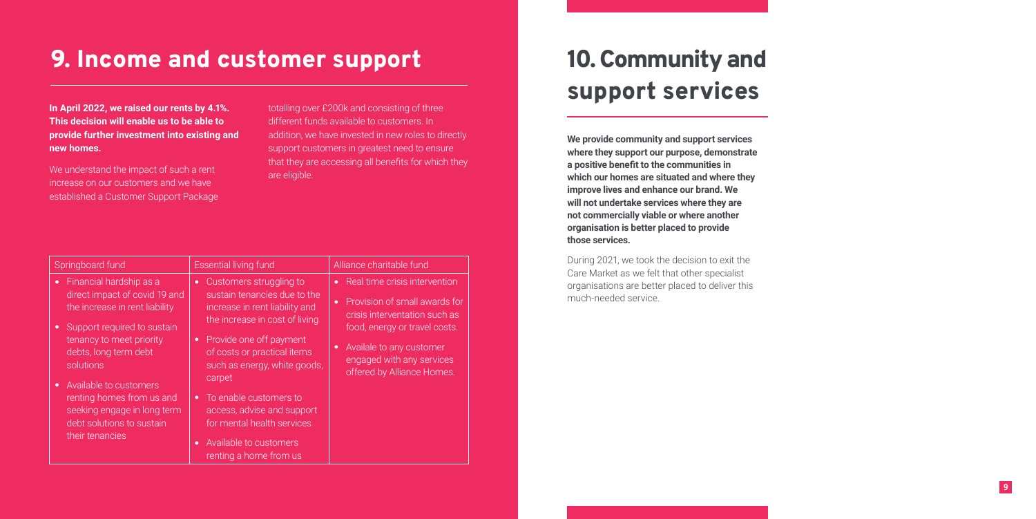## 9. Income and customer support

**In April 2022, we raised our rents by 4.1%. This decision will enable us to be able to provide further investment into existing and new homes.**

We understand the impact of such a rent increase on our customers and we have established a Customer Support Package totalling over £200k and consisting of three different funds available to customers. In addition, we have invested in new roles to directly support customers in greatest need to ensure that they are accessing all benefits for which they are eligible.

| Springboard fund | Essential living fund | Alliance charitable fund |
|---|---|---|
| • Financial hardship as a direct impact of covid 19 and the increase in rent liability<br>• Support required to sustain tenancy to meet priority debts, long term debt solutions<br>• Available to customers renting homes from us and seeking engage in long term debt solutions to sustain their tenancies | • Customers struggling to sustain tenancies due to the increase in rent liability and the increase in cost of living<br>• Provide one off payment of costs or practical items such as energy, white goods, carpet<br>• To enable customers to access, advise and support for mental health services<br>• Available to customers renting a home from us | • Real time crisis intervention<br>• Provision of small awards for crisis interventation such as food, energy or travel costs.<br>• Availale to any customer engaged with any services offered by Alliance Homes. |

## 10. Community and support services

**We provide community and support services where they support our purpose, demonstrate a positive benefit to the communities in which our homes are situated and where they improve lives and enhance our brand. We will not undertake services where they are not commercially viable or where another organisation is better placed to provide those services.**

During 2021, we took the decision to exit the Care Market as we felt that other specialist organisations are better placed to deliver this much-needed service.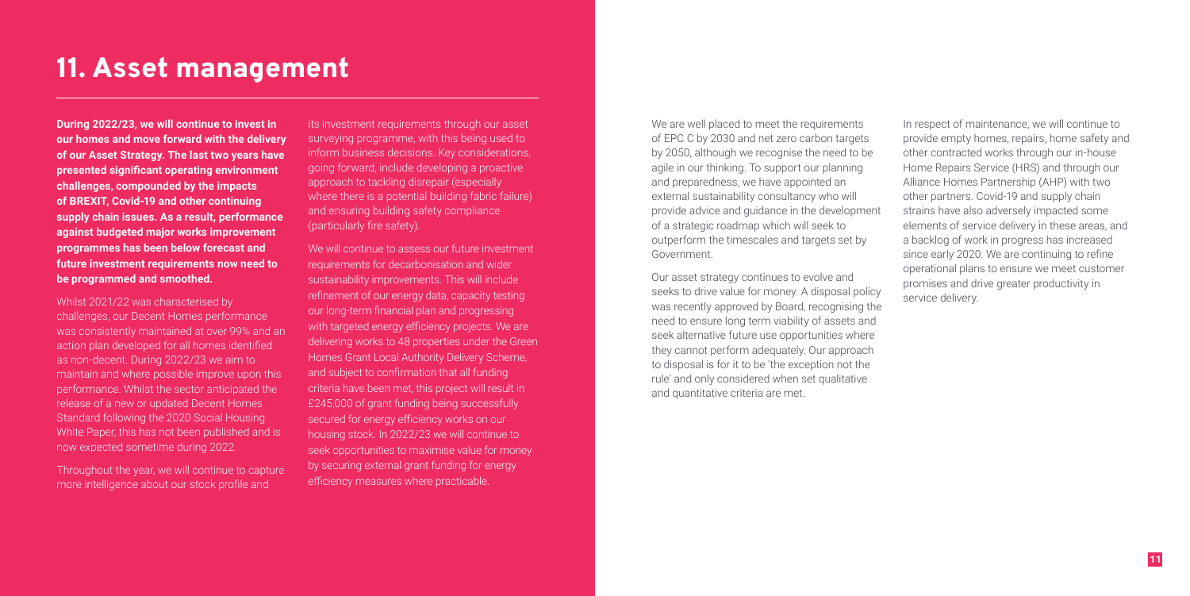# 11. Asset management

**During 2022/23, we will continue to invest in our homes and move forward with the delivery of our Asset Strategy. The last two years have presented significant operating environment challenges, compounded by the impacts of BREXIT, Covid-19 and other continuing supply chain issues. As a result, performance against budgeted major works improvement programmes has been below forecast and future investment requirements now need to be programmed and smoothed.**

Whilst 2021/22 was characterised by challenges, our Decent Homes performance was consistently maintained at over 99% and an action plan developed for all homes identified as non-decent. During 2022/23 we aim to maintain and where possible improve upon this performance. Whilst the sector anticipated the release of a new or updated Decent Homes Standard following the 2020 Social Housing White Paper, this has not been published and is now expected sometime during 2022.

Throughout the year, we will continue to capture more intelligence about our stock profile and its investment requirements through our asset surveying programme, with this being used to inform business decisions. Key considerations, going forward, include developing a proactive approach to tackling disrepair (especially where there is a potential building fabric failure) and ensuring building safety compliance (particularly fire safety).

We will continue to assess our future investment requirements for decarbonisation and wider sustainability improvements. This will include refinement of our energy data, capacity testing our long-term financial plan and progressing with targeted energy efficiency projects. We are delivering works to 48 properties under the Green Homes Grant Local Authority Delivery Scheme, and subject to confirmation that all funding criteria have been met, this project will result in £245,000 of grant funding being successfully secured for energy efficiency works on our housing stock. In 2022/23 we will continue to seek opportunities to maximise value for money by securing external grant funding for energy efficiency measures where practicable.

We are well placed to meet the requirements of EPC C by 2030 and net zero carbon targets by 2050, although we recognise the need to be agile in our thinking. To support our planning and preparedness, we have appointed an external sustainability consultancy who will provide advice and guidance in the development of a strategic roadmap which will seek to outperform the timescales and targets set by Government.

Our asset strategy continues to evolve and seeks to drive value for money. A disposal policy was recently approved by Board, recognising the need to ensure long term viability of assets and seek alternative future use opportunities where they cannot perform adequately. Our approach to disposal is for it to be 'the exception not the rule' and only considered when set qualitative and quantitative criteria are met.

In respect of maintenance, we will continue to provide empty homes, repairs, home safety and other contracted works through our in-house Home Repairs Service (HRS) and through our Alliance Homes Partnership (AHP) with two other partners. Covid-19 and supply chain strains have also adversely impacted some elements of service delivery in these areas, and a backlog of work in progress has increased since early 2020. We are continuing to refine operational plans to ensure we meet customer promises and drive greater productivity in service delivery.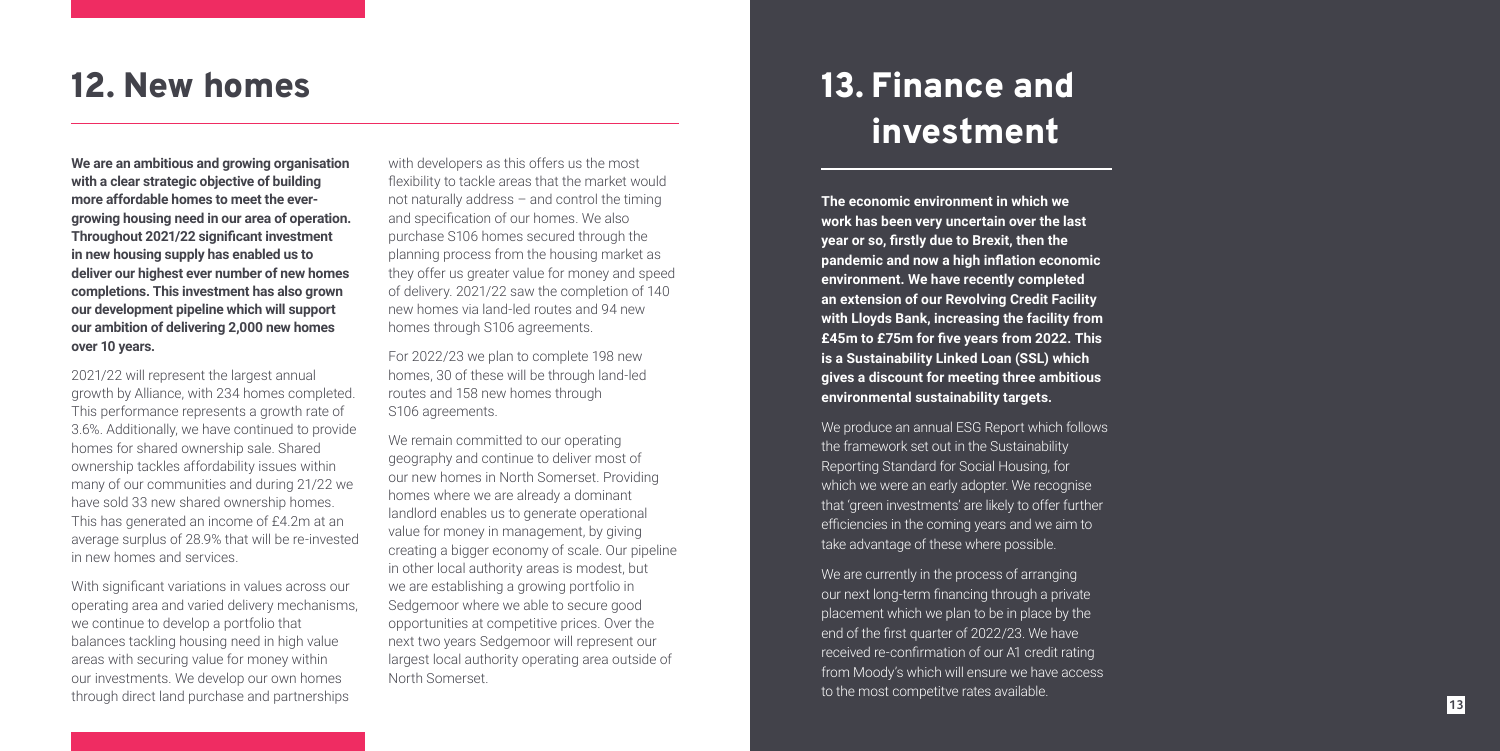## 12. New homes

**We are an ambitious and growing organisation with a clear strategic objective of building more affordable homes to meet the ever-growing housing need in our area of operation. Throughout 2021/22 significant investment in new housing supply has enabled us to deliver our highest ever number of new homes completions. This investment has also grown our development pipeline which will support our ambition of delivering 2,000 new homes over 10 years.**

2021/22 will represent the largest annual growth by Alliance, with 234 homes completed. This performance represents a growth rate of 3.6%. Additionally, we have continued to provide homes for shared ownership sale. Shared ownership tackles affordability issues within many of our communities and during 21/22 we have sold 33 new shared ownership homes. This has generated an income of £4.2m at an average surplus of 28.9% that will be re-invested in new homes and services.

With significant variations in values across our operating area and varied delivery mechanisms, we continue to develop a portfolio that balances tackling housing need in high value areas with securing value for money within our investments. We develop our own homes through direct land purchase and partnerships with developers as this offers us the most flexibility to tackle areas that the market would not naturally address – and control the timing and specification of our homes. We also purchase S106 homes secured through the planning process from the housing market as they offer us greater value for money and speed of delivery. 2021/22 saw the completion of 140 new homes via land-led routes and 94 new homes through S106 agreements.

For 2022/23 we plan to complete 198 new homes, 30 of these will be through land-led routes and 158 new homes through S106 agreements.

We remain committed to our operating geography and continue to deliver most of our new homes in North Somerset. Providing homes where we are already a dominant landlord enables us to generate operational value for money in management, by giving creating a bigger economy of scale. Our pipeline in other local authority areas is modest, but we are establishing a growing portfolio in Sedgemoor where we able to secure good opportunities at competitive prices. Over the next two years Sedgemoor will represent our largest local authority operating area outside of North Somerset.

## 13. Finance and investment

**The economic environment in which we work has been very uncertain over the last year or so, firstly due to Brexit, then the pandemic and now a high inflation economic environment. We have recently completed an extension of our Revolving Credit Facility with Lloyds Bank, increasing the facility from £45m to £75m for five years from 2022. This is a Sustainability Linked Loan (SSL) which gives a discount for meeting three ambitious environmental sustainability targets.**

We produce an annual ESG Report which follows the framework set out in the Sustainability Reporting Standard for Social Housing, for which we were an early adopter. We recognise that 'green investments' are likely to offer further efficiencies in the coming years and we aim to take advantage of these where possible.

We are currently in the process of arranging our next long-term financing through a private placement which we plan to be in place by the end of the first quarter of 2022/23. We have received re-confirmation of our A1 credit rating from Moody's which will ensure we have access to the most competitve rates available.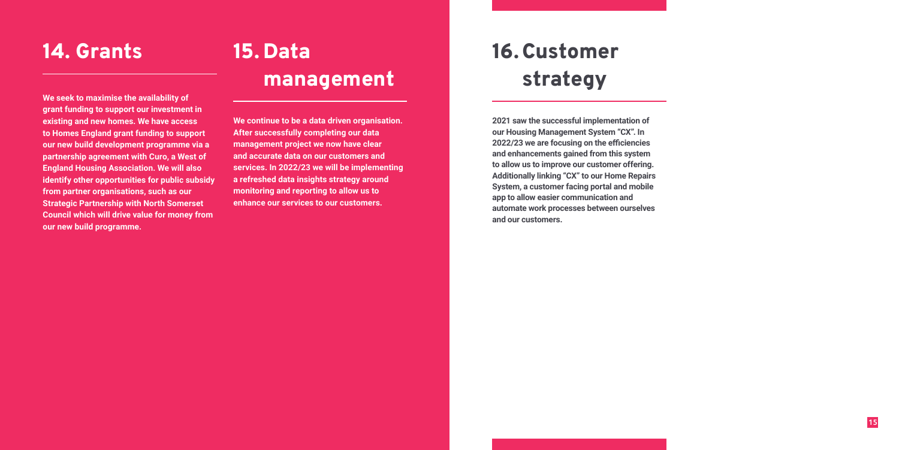## 14. Grants

**We seek to maximise the availability of grant funding to support our investment in existing and new homes. We have access to Homes England grant funding to support our new build development programme via a partnership agreement with Curo, a West of England Housing Association. We will also identify other opportunities for public subsidy from partner organisations, such as our Strategic Partnership with North Somerset Council which will drive value for money from our new build programme.**

## 15. Data management

**We continue to be a data driven organisation. After successfully completing our data management project we now have clear and accurate data on our customers and services. In 2022/23 we will be implementing a refreshed data insights strategy around monitoring and reporting to allow us to enhance our services to our customers.**

## 16. Customer strategy

**2021 saw the successful implementation of our Housing Management System "CX". In 2022/23 we are focusing on the efficiencies and enhancements gained from this system to allow us to improve our customer offering. Additionally linking "CX" to our Home Repairs System, a customer facing portal and mobile app to allow easier communication and automate work processes between ourselves and our customers.**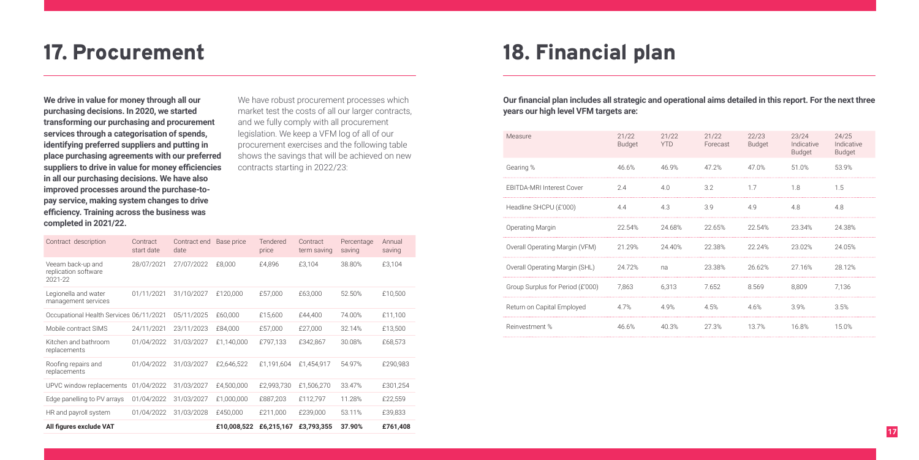# 17. Procurement

**We drive in value for money through all our purchasing decisions. In 2020, we started transforming our purchasing and procurement services through a categorisation of spends, identifying preferred suppliers and putting in place purchasing agreements with our preferred suppliers to drive in value for money efficiencies in all our purchasing decisions. We have also improved processes around the purchase-to-pay service, making system changes to drive efficiency. Training across the business was completed in 2021/22.**

We have robust procurement processes which market test the costs of all our larger contracts, and we fully comply with all procurement legislation. We keep a VFM log of all of our procurement exercises and the following table shows the savings that will be achieved on new contracts starting in 2022/23:

| Contract description | Contract start date | Contract end date | Base price | Tendered price | Contract term saving | Percentage saving | Annual saving |
|---|---|---|---|---|---|---|---|
| Veeam back-up and replication software 2021-22 | 28/07/2021 | 27/07/2022 | £8,000 | £4,896 | £3,104 | 38.80% | £3,104 |
| Legionella and water management services | 01/11/2021 | 31/10/2027 | £120,000 | £57,000 | £63,000 | 52.50% | £10,500 |
| Occupational Health Services | 06/11/2021 | 05/11/2025 | £60,000 | £15,600 | £44,400 | 74.00% | £11,100 |
| Mobile contract SIMS | 24/11/2021 | 23/11/2023 | £84,000 | £57,000 | £27,000 | 32.14% | £13,500 |
| Kitchen and bathroom replacements | 01/04/2022 | 31/03/2027 | £1,140,000 | £797,133 | £342,867 | 30.08% | £68,573 |
| Roofing repairs and replacements | 01/04/2022 | 31/03/2027 | £2,646,522 | £1,191,604 | £1,454,917 | 54.97% | £290,983 |
| UPVC window replacements | 01/04/2022 | 31/03/2027 | £4,500,000 | £2,993,730 | £1,506,270 | 33.47% | £301,254 |
| Edge panelling to PV arrays | 01/04/2022 | 31/03/2027 | £1,000,000 | £887,203 | £112,797 | 11.28% | £22,559 |
| HR and payroll system | 01/04/2022 | 31/03/2028 | £450,000 | £211,000 | £239,000 | 53.11% | £39,833 |
| **All figures exclude VAT** | | | **£10,008,522** | **£6,215,167** | **£3,793,355** | **37.90%** | **£761,408** |

# 18. Financial plan

**Our financial plan includes all strategic and operational aims detailed in this report. For the next three years our high level VFM targets are:**

| Measure | 21/22 Budget | 21/22 YTD | 21/22 Forecast | 22/23 Budget | 23/24 Indicative Budget | 24/25 Indicative Budget |
|---|---|---|---|---|---|---|
| Gearing % | 46.6% | 46.9% | 47.2% | 47.0% | 51.0% | 53.9% |
| EBITDA-MRI Interest Cover | 2.4 | 4.0 | 3.2 | 1.7 | 1.8 | 1.5 |
| Headline SHCPU (£'000) | 4.4 | 4.3 | 3.9 | 4.9 | 4.8 | 4.8 |
| Operating Margin | 22.54% | 24.68% | 22.65% | 22.54% | 23.34% | 24.38% |
| Overall Operating Margin (VFM) | 21.29% | 24.40% | 22.38% | 22.24% | 23.02% | 24.05% |
| Overall Operating Margin (SHL) | 24.72% | na | 23.38% | 26.62% | 27.16% | 28.12% |
| Group Surplus for Period (£'000) | 7,863 | 6,313 | 7.652 | 8.569 | 8,809 | 7,136 |
| Return on Capital Employed | 4.7% | 4.9% | 4.5% | 4.6% | 3.9% | 3.5% |
| Reinvestment % | 46.6% | 40.3% | 27.3% | 13.7% | 16.8% | 15.0% |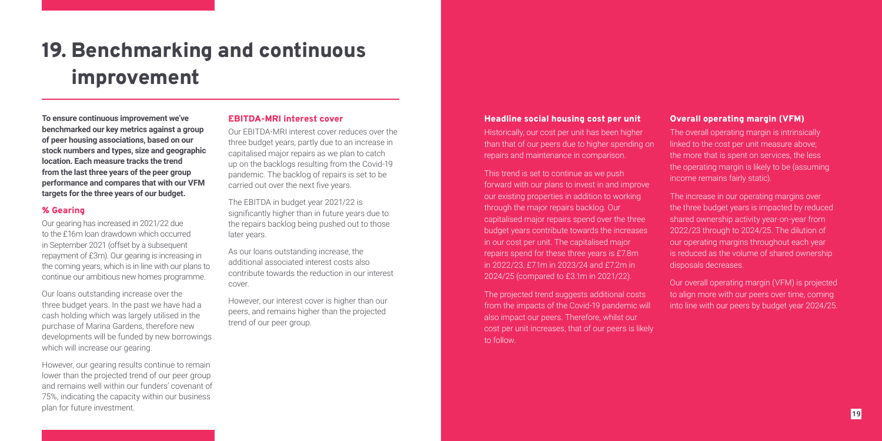# 19. Benchmarking and continuous improvement

**To ensure continuous improvement we've benchmarked our key metrics against a group of peer housing associations, based on our stock numbers and types, size and geographic location. Each measure tracks the trend from the last three years of the peer group performance and compares that with our VFM targets for the three years of our budget.**

### % Gearing

Our gearing has increased in 2021/22 due to the £16m loan drawdown which occurred in September 2021 (offset by a subsequent repayment of £3m). Our gearing is increasing in the coming years, which is in line with our plans to continue our ambitious new homes programme.

Our loans outstanding increase over the three budget years. In the past we have had a cash holding which was largely utilised in the purchase of Marina Gardens, therefore new developments will be funded by new borrowings which will increase our gearing.

However, our gearing results continue to remain lower than the projected trend of our peer group and remains well within our funders' covenant of 75%, indicating the capacity within our business plan for future investment.

### EBITDA-MRI interest cover

Our EBITDA-MRI interest cover reduces over the three budget years, partly due to an increase in capitalised major repairs as we plan to catch up on the backlogs resulting from the Covid-19 pandemic. The backlog of repairs is set to be carried out over the next five years.

The EBITDA in budget year 2021/22 is significantly higher than in future years due to the repairs backlog being pushed out to those later years.

As our loans outstanding increase, the additional associated interest costs also contribute towards the reduction in our interest cover.

However, our interest cover is higher than our peers, and remains higher than the projected trend of our peer group.

### Headline social housing cost per unit

Historically, our cost per unit has been higher than that of our peers due to higher spending on repairs and maintenance in comparison.

This trend is set to continue as we push forward with our plans to invest in and improve our existing properties in addition to working through the major repairs backlog. Our capitalised major repairs spend over the three budget years contribute towards the increases in our cost per unit. The capitalised major repairs spend for these three years is £7.8m in 2022/23, £7.1m in 2023/24 and £7.2m in 2024/25 (compared to £3.1m in 2021/22).

The projected trend suggests additional costs from the impacts of the Covid-19 pandemic will also impact our peers. Therefore, whilst our cost per unit increases, that of our peers is likely to follow.

### Overall operating margin (VFM)

The overall operating margin is intrinsically linked to the cost per unit measure above; the more that is spent on services, the less the operating margin is likely to be (assuming income remains fairly static).

The increase in our operating margins over the three budget years is impacted by reduced shared ownership activity year-on-year from 2022/23 through to 2024/25. The dilution of our operating margins throughout each year is reduced as the volume of shared ownership disposals decreases.

Our overall operating margin (VFM) is projected to align more with our peers over time, coming into line with our peers by budget year 2024/25.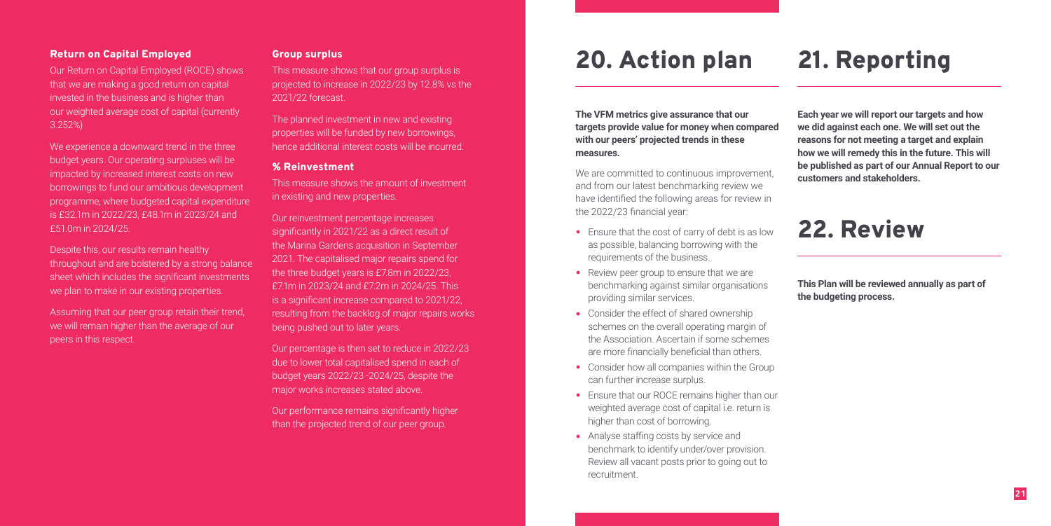### Return on Capital Employed

Our Return on Capital Employed (ROCE) shows that we are making a good return on capital invested in the business and is higher than our weighted average cost of capital (currently 3.252%)

We experience a downward trend in the three budget years. Our operating surpluses will be impacted by increased interest costs on new borrowings to fund our ambitious development programme, where budgeted capital expenditure is £32.1m in 2022/23, £48.1m in 2023/24 and £51.0m in 2024/25.

Despite this, our results remain healthy throughout and are bolstered by a strong balance sheet which includes the significant investments we plan to make in our existing properties.

Assuming that our peer group retain their trend, we will remain higher than the average of our peers in this respect.

### Group surplus

This measure shows that our group surplus is projected to increase in 2022/23 by 12.8% vs the 2021/22 forecast.

The planned investment in new and existing properties will be funded by new borrowings, hence additional interest costs will be incurred.

### % Reinvestment

This measure shows the amount of investment in existing and new properties.

Our reinvestment percentage increases significantly in 2021/22 as a direct result of the Marina Gardens acquisition in September 2021. The capitalised major repairs spend for the three budget years is £7.8m in 2022/23, £7.1m in 2023/24 and £7.2m in 2024/25. This is a significant increase compared to 2021/22, resulting from the backlog of major repairs works being pushed out to later years.

Our percentage is then set to reduce in 2022/23 due to lower total capitalised spend in each of budget years 2022/23 -2024/25, despite the major works increases stated above.

Our performance remains significantly higher than the projected trend of our peer group.

# 20. Action plan

**The VFM metrics give assurance that our targets provide value for money when compared with our peers' projected trends in these measures.**

We are committed to continuous improvement, and from our latest benchmarking review we have identified the following areas for review in the 2022/23 financial year:

- Ensure that the cost of carry of debt is as low as possible, balancing borrowing with the requirements of the business.
- Review peer group to ensure that we are benchmarking against similar organisations providing similar services.
- Consider the effect of shared ownership schemes on the overall operating margin of the Association. Ascertain if some schemes are more financially beneficial than others.
- Consider how all companies within the Group can further increase surplus.
- Ensure that our ROCE remains higher than our weighted average cost of capital i.e. return is higher than cost of borrowing.
- Analyse staffing costs by service and benchmark to identify under/over provision. Review all vacant posts prior to going out to recruitment.

# 21. Reporting

**Each year we will report our targets and how we did against each one. We will set out the reasons for not meeting a target and explain how we will remedy this in the future. This will be published as part of our Annual Report to our customers and stakeholders.**

# 22. Review

**This Plan will be reviewed annually as part of the budgeting process.**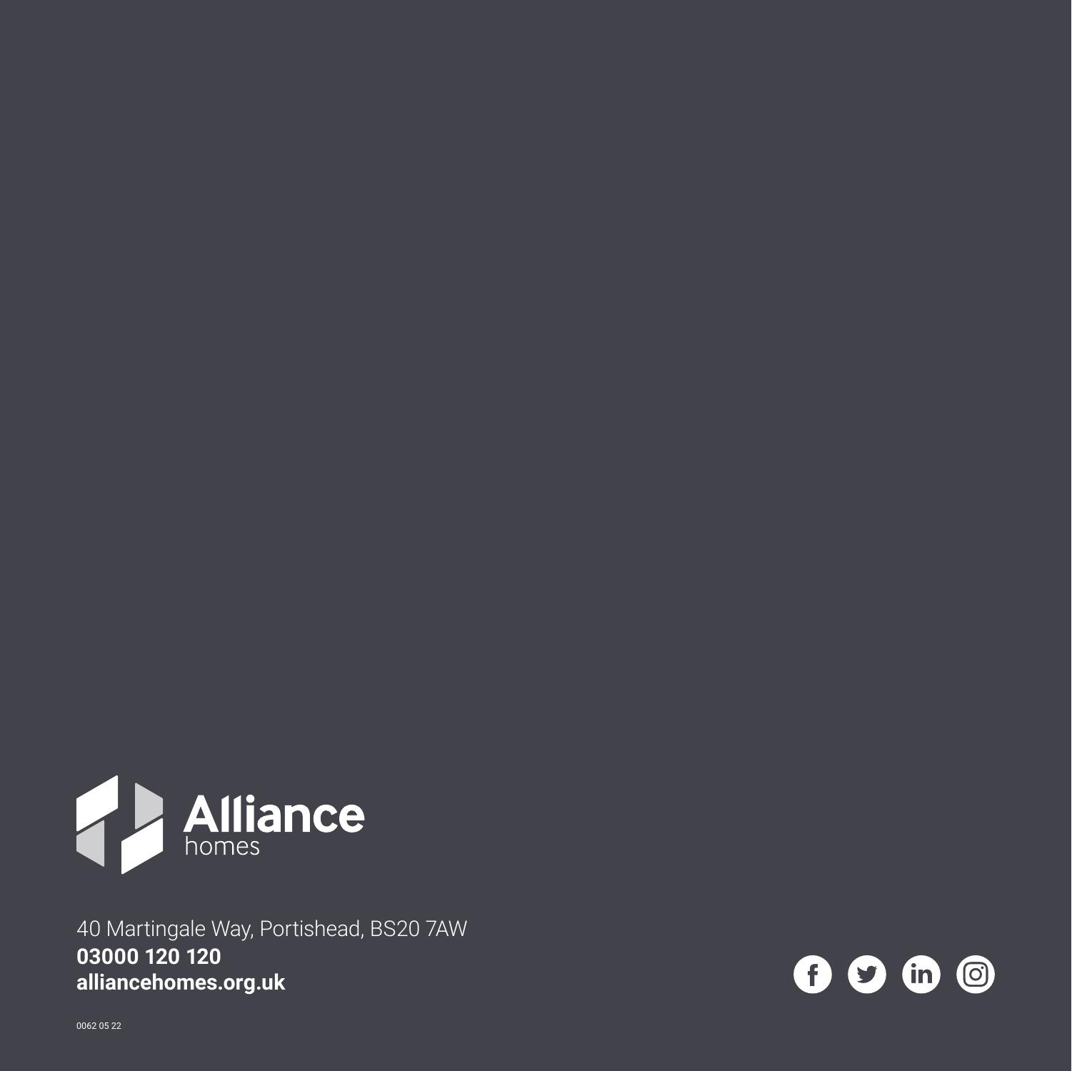Alliance
homes

40 Martingale Way, Portishead, BS20 7AW

**03000 120 120**

**alliancehomes.org.uk**

0062 05 22